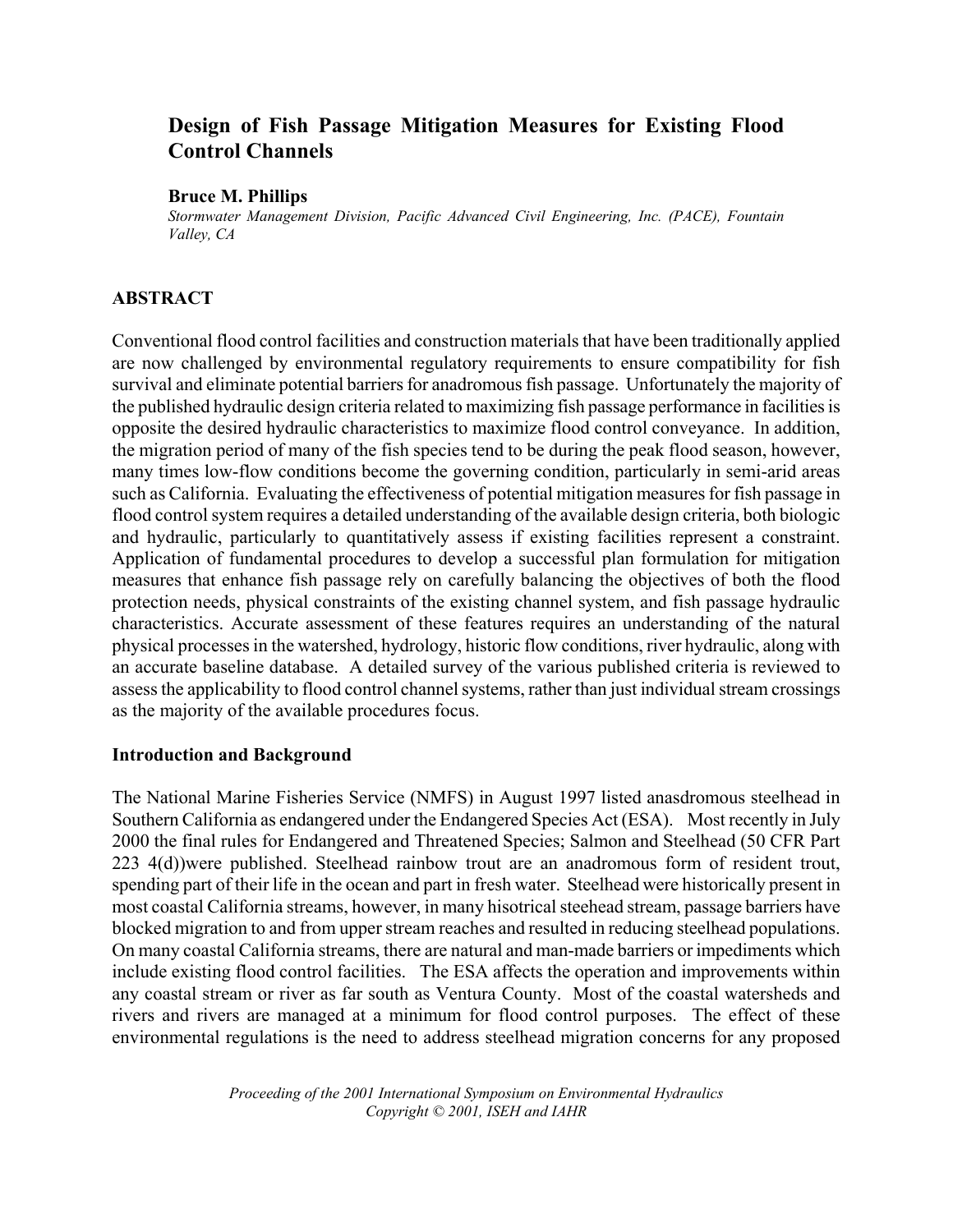# Design of Fish Passage Mitigation Measures for Existing Flood Control Channels

**Bruce M. Phillips**

*Stormwater Management Division, Pacific Advanced Civil Engineering, Inc. (PACE), Fountain Valley, CA*

## ABSTRACT

Conventional flood control facilities and construction materials that have been traditionally applied are now challenged by environmental regulatory requirements to ensure compatibility for fish survival and eliminate potential barriers for anadromous fish passage. Unfortunately the majority of the published hydraulic design criteria related to maximizing fish passage performance in facilities is opposite the desired hydraulic characteristics to maximize flood control conveyance. In addition, the migration period of many of the fish species tend to be during the peak flood season, however, many times low-flow conditions become the governing condition, particularly in semi-arid areas such as California. Evaluating the effectiveness of potential mitigation measures for fish passage in flood control system requires a detailed understanding of the available design criteria, both biologic and hydraulic, particularly to quantitatively assess if existing facilities represent a constraint. Application of fundamental procedures to develop a successful plan formulation for mitigation measures that enhance fish passage rely on carefully balancing the objectives of both the flood protection needs, physical constraints of the existing channel system, and fish passage hydraulic characteristics. Accurate assessment of these features requires an understanding of the natural physical processes in the watershed, hydrology, historic flow conditions, river hydraulic, along with an accurate baseline database. A detailed survey of the various published criteria is reviewed to assess the applicability to flood control channel systems, rather than just individual stream crossings as the majority of the available procedures focus.

### Introduction and Background

The National Marine Fisheries Service (NMFS) in August 1997 listed anasdromous steelhead in Southern California as endangered under the Endangered Species Act (ESA). Most recently in July 2000 the final rules for Endangered and Threatened Species; Salmon and Steelhead (50 CFR Part 223 4(d))were published. Steelhead rainbow trout are an anadromous form of resident trout, spending part of their life in the ocean and part in fresh water. Steelhead were historically present in most coastal California streams, however, in many hisotrical steehead stream, passage barriers have blocked migration to and from upper stream reaches and resulted in reducing steelhead populations. On many coastal California streams, there are natural and man-made barriers or impediments which include existing flood control facilities. The ESA affects the operation and improvements within any coastal stream or river as far south as Ventura County. Most of the coastal watersheds and rivers and rivers are managed at a minimum for flood control purposes. The effect of these environmental regulations is the need to address steelhead migration concerns for any proposed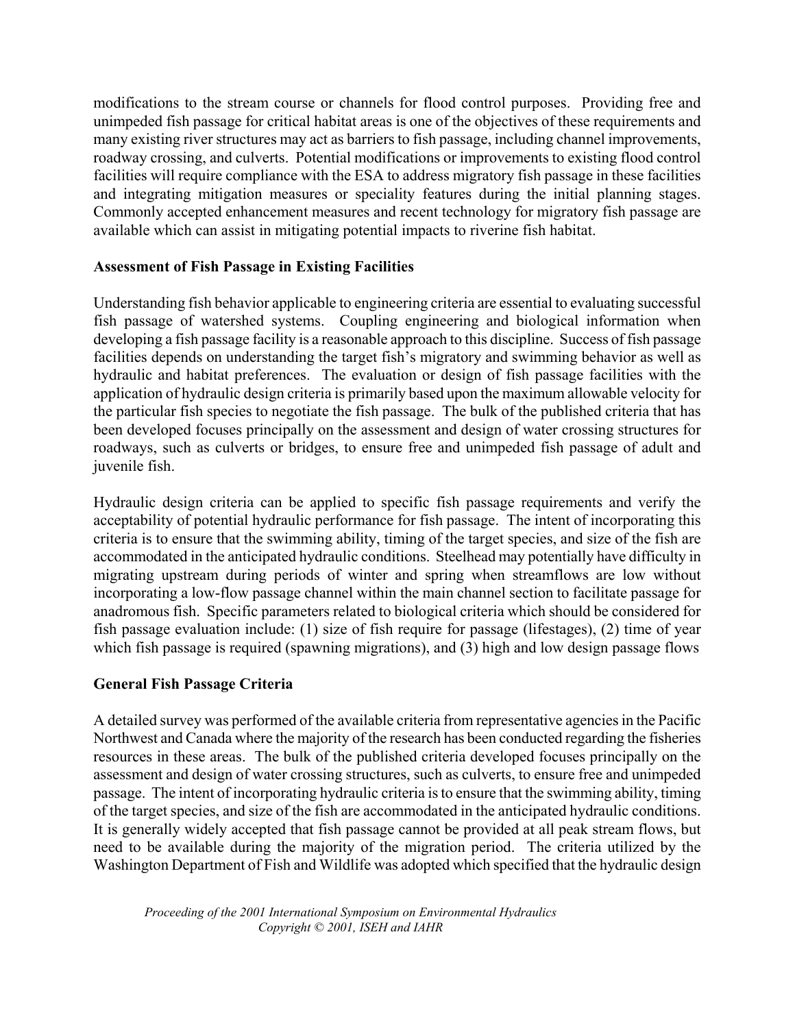modifications to the stream course or channels for flood control purposes. Providing free and unimpeded fish passage for critical habitat areas is one of the objectives of these requirements and many existing river structures may act as barriers to fish passage, including channel improvements, roadway crossing, and culverts. Potential modifications or improvements to existing flood control facilities will require compliance with the ESA to address migratory fish passage in these facilities and integrating mitigation measures or speciality features during the initial planning stages. Commonly accepted enhancement measures and recent technology for migratory fish passage are available which can assist in mitigating potential impacts to riverine fish habitat.

**Assessment of Fish Passage in Existing Facilities**

Understanding fish behavior applicable to engineering criteria are essential to evaluating successful fish passage of watershed systems. Coupling engineering and biological information when developing a fish passage facility is a reasonable approach to this discipline. Success of fish passage facilities depends on understanding the target fish's migratory and swimming behavior as well as hydraulic and habitat preferences. The evaluation or design of fish passage facilities with the application of hydraulic design criteria is primarily based upon the maximum allowable velocity for the particular fish species to negotiate the fish passage. The bulk of the published criteria that has been developed focuses principally on the assessment and design of water crossing structures for roadways, such as culverts or bridges, to ensure free and unimpeded fish passage of adult and juvenile fish.

Hydraulic design criteria can be applied to specific fish passage requirements and verify the acceptability of potential hydraulic performance for fish passage. The intent of incorporating this criteria is to ensure that the swimming ability, timing of the target species, and size of the fish are accommodated in the anticipated hydraulic conditions. Steelhead may potentially have difficulty in migrating upstream during periods of winter and spring when streamflows are low without incorporating a low-flow passage channel within the main channel section to facilitate passage for anadromous fish. Specific parameters related to biological criteria which should be considered for fish passage evaluation include: (1) size of fish require for passage (lifestages), (2) time of year which fish passage is required (spawning migrations), and (3) high and low design passage flows

**General Fish Passage Criteria**

A detailed survey was performed of the available criteria from representative agencies in the Pacific Northwest and Canada where the majority of the research has been conducted regarding the fisheries resources in these areas. The bulk of the published criteria developed focuses principally on the assessment and design of water crossing structures, such as culverts, to ensure free and unimpeded passage. The intent of incorporating hydraulic criteria is to ensure that the swimming ability, timing of the target species, and size of the fish are accommodated in the anticipated hydraulic conditions. It is generally widely accepted that fish passage cannot be provided at all peak stream flows, but need to be available during the majority of the migration period. The criteria utilized by the Washington Department of Fish and Wildlife was adopted which specified that the hydraulic design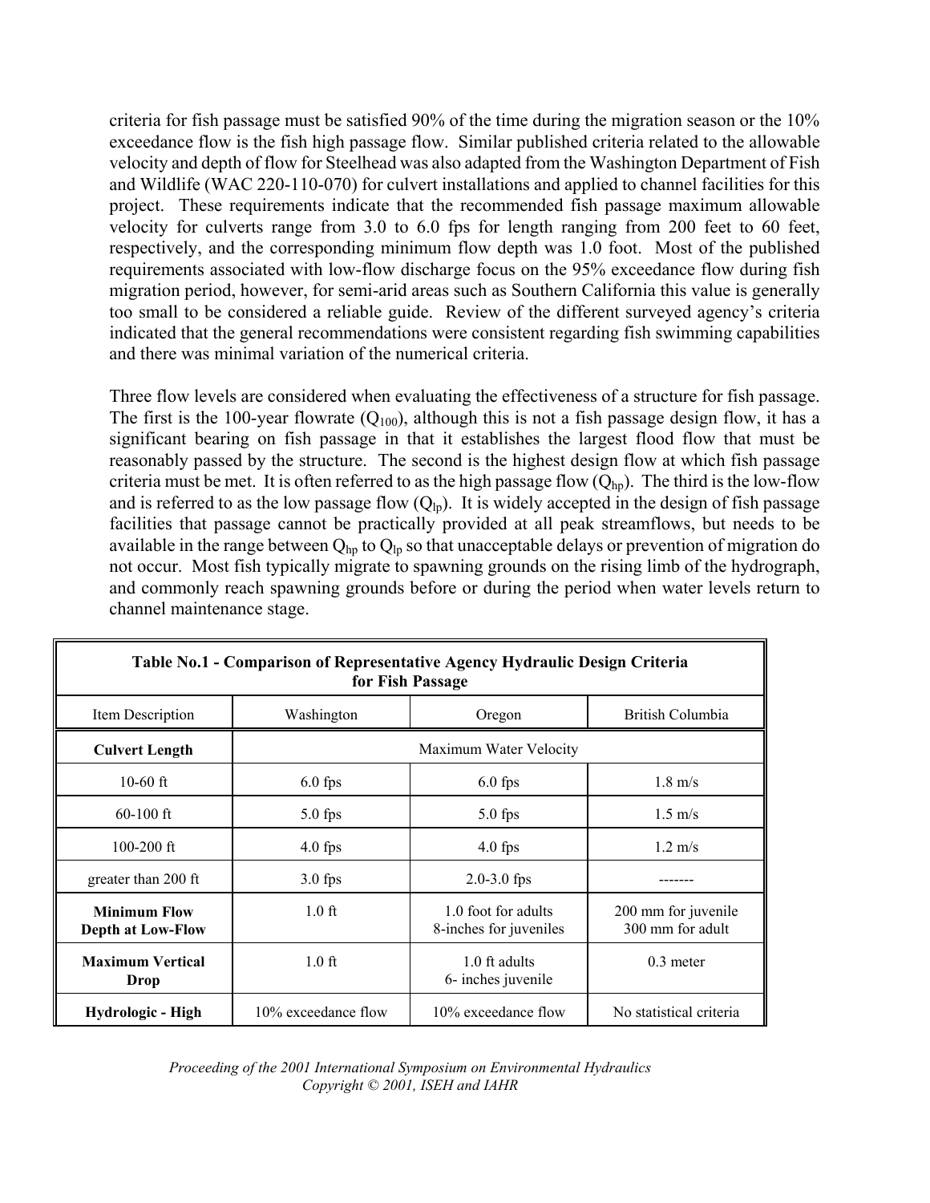criteria for fish passage must be satisfied 90% of the time during the migration season or the 10% exceedance flow is the fish high passage flow. Similar published criteria related to the allowable velocity and depth of flow for Steelhead was also adapted from the Washington Department of Fish and Wildlife (WAC 220-110-070) for culvert installations and applied to channel facilities for this project. These requirements indicate that the recommended fish passage maximum allowable velocity for culverts range from 3.0 to 6.0 fps for length ranging from 200 feet to 60 feet, respectively, and the corresponding minimum flow depth was 1.0 foot. Most of the published requirements associated with low-flow discharge focus on the 95% exceedance flow during fish migration period, however, for semi-arid areas such as Southern California this value is generally too small to be considered a reliable guide. Review of the different surveyed agency's criteria indicated that the general recommendations were consistent regarding fish swimming capabilities and there was minimal variation of the numerical criteria.

Three flow levels are considered when evaluating the effectiveness of a structure for fish passage. The first is the 100-year flowrate ($Q_{100}$), although this is not a fish passage design flow, it has a significant bearing on fish passage in that it establishes the largest flood flow that must be reasonably passed by the structure. The second is the highest design flow at which fish passage criteria must be met. It is often referred to as the high passage flow ($Q_{hp}$). The third is the low-flow and is referred to as the low passage flow ($Q_{lp}$). It is widely accepted in the design of fish passage facilities that passage cannot be practically provided at all peak streamflows, but needs to be available in the range between $Q_{hp}$ to $Q_{lp}$ so that unacceptable delays or prevention of migration do not occur. Most fish typically migrate to spawning grounds on the rising limb of the hydrograph, and commonly reach spawning grounds before or during the period when water levels return to channel maintenance stage.

**Table No.1 - Comparison of Representative Agency Hydraulic Design Criteria for Fish Passage**

| Item Description | Washington | Oregon | British Columbia |
|---|---|---|---|
| **Culvert Length** | Maximum Water Velocity | | |
| 10-60 ft | 6.0 fps | 6.0 fps | 1.8 m/s |
| 60-100 ft | 5.0 fps | 5.0 fps | 1.5 m/s |
| 100-200 ft | 4.0 fps | 4.0 fps | 1.2 m/s |
| greater than 200 ft | 3.0 fps | 2.0-3.0 fps | ------- |
| **Minimum Flow Depth at Low-Flow** | 1.0 ft | 1.0 foot for adults 8-inches for juveniles | 200 mm for juvenile 300 mm for adult |
| **Maximum Vertical Drop** | 1.0 ft | 1.0 ft adults 6- inches juvenile | 0.3 meter |
| **Hydrologic - High** | 10% exceedance flow | 10% exceedance flow | No statistical criteria |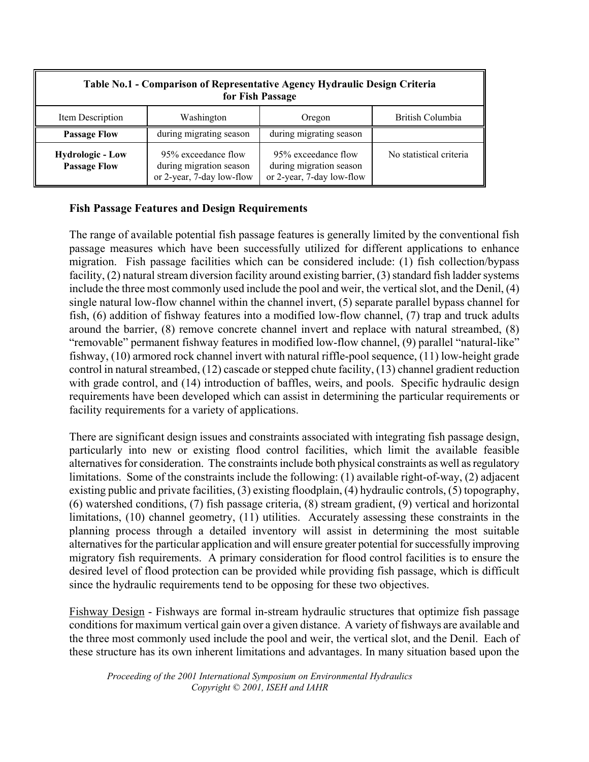| Table No.1 - Comparison of Representative Agency Hydraulic Design Criteria for Fish Passage | | | |
|---|---|---|---|
| Item Description | Washington | Oregon | British Columbia |
| **Passage Flow** | during migrating season | during migrating season | |
| **Hydrologic - Low Passage Flow** | 95% exceedance flow during migration season or 2-year, 7-day low-flow | 95% exceedance flow during migration season or 2-year, 7-day low-flow | No statistical criteria |

**Fish Passage Features and Design Requirements**

The range of available potential fish passage features is generally limited by the conventional fish passage measures which have been successfully utilized for different applications to enhance migration. Fish passage facilities which can be considered include: (1) fish collection/bypass facility, (2) natural stream diversion facility around existing barrier, (3) standard fish ladder systems include the three most commonly used include the pool and weir, the vertical slot, and the Denil, (4) single natural low-flow channel within the channel invert, (5) separate parallel bypass channel for fish, (6) addition of fishway features into a modified low-flow channel, (7) trap and truck adults around the barrier, (8) remove concrete channel invert and replace with natural streambed, (8) "removable" permanent fishway features in modified low-flow channel, (9) parallel "natural-like" fishway, (10) armored rock channel invert with natural riffle-pool sequence, (11) low-height grade control in natural streambed, (12) cascade or stepped chute facility, (13) channel gradient reduction with grade control, and (14) introduction of baffles, weirs, and pools. Specific hydraulic design requirements have been developed which can assist in determining the particular requirements or facility requirements for a variety of applications.

There are significant design issues and constraints associated with integrating fish passage design, particularly into new or existing flood control facilities, which limit the available feasible alternatives for consideration. The constraints include both physical constraints as well as regulatory limitations. Some of the constraints include the following: (1) available right-of-way, (2) adjacent existing public and private facilities, (3) existing floodplain, (4) hydraulic controls, (5) topography, (6) watershed conditions, (7) fish passage criteria, (8) stream gradient, (9) vertical and horizontal limitations, (10) channel geometry, (11) utilities. Accurately assessing these constraints in the planning process through a detailed inventory will assist in determining the most suitable alternatives for the particular application and will ensure greater potential for successfully improving migratory fish requirements. A primary consideration for flood control facilities is to ensure the desired level of flood protection can be provided while providing fish passage, which is difficult since the hydraulic requirements tend to be opposing for these two objectives.

<u>Fishway Design</u> - Fishways are formal in-stream hydraulic structures that optimize fish passage conditions for maximum vertical gain over a given distance. A variety of fishways are available and the three most commonly used include the pool and weir, the vertical slot, and the Denil. Each of these structure has its own inherent limitations and advantages. In many situation based upon the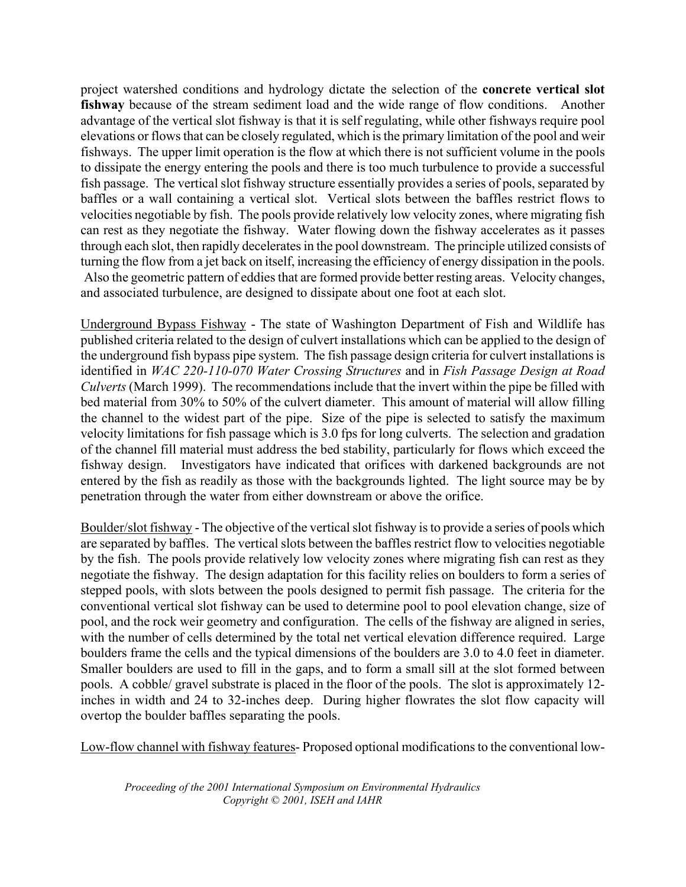project watershed conditions and hydrology dictate the selection of the **concrete vertical slot fishway** because of the stream sediment load and the wide range of flow conditions. Another advantage of the vertical slot fishway is that it is self regulating, while other fishways require pool elevations or flows that can be closely regulated, which is the primary limitation of the pool and weir fishways. The upper limit operation is the flow at which there is not sufficient volume in the pools to dissipate the energy entering the pools and there is too much turbulence to provide a successful fish passage. The vertical slot fishway structure essentially provides a series of pools, separated by baffles or a wall containing a vertical slot. Vertical slots between the baffles restrict flows to velocities negotiable by fish. The pools provide relatively low velocity zones, where migrating fish can rest as they negotiate the fishway. Water flowing down the fishway accelerates as it passes through each slot, then rapidly decelerates in the pool downstream. The principle utilized consists of turning the flow from a jet back on itself, increasing the efficiency of energy dissipation in the pools. Also the geometric pattern of eddies that are formed provide better resting areas. Velocity changes, and associated turbulence, are designed to dissipate about one foot at each slot.

Underground Bypass Fishway - The state of Washington Department of Fish and Wildlife has published criteria related to the design of culvert installations which can be applied to the design of the underground fish bypass pipe system. The fish passage design criteria for culvert installations is identified in *WAC 220-110-070 Water Crossing Structures* and in *Fish Passage Design at Road Culverts* (March 1999). The recommendations include that the invert within the pipe be filled with bed material from 30% to 50% of the culvert diameter. This amount of material will allow filling the channel to the widest part of the pipe. Size of the pipe is selected to satisfy the maximum velocity limitations for fish passage which is 3.0 fps for long culverts. The selection and gradation of the channel fill material must address the bed stability, particularly for flows which exceed the fishway design. Investigators have indicated that orifices with darkened backgrounds are not entered by the fish as readily as those with the backgrounds lighted. The light source may be by penetration through the water from either downstream or above the orifice.

Boulder/slot fishway - The objective of the vertical slot fishway is to provide a series of pools which are separated by baffles. The vertical slots between the baffles restrict flow to velocities negotiable by the fish. The pools provide relatively low velocity zones where migrating fish can rest as they negotiate the fishway. The design adaptation for this facility relies on boulders to form a series of stepped pools, with slots between the pools designed to permit fish passage. The criteria for the conventional vertical slot fishway can be used to determine pool to pool elevation change, size of pool, and the rock weir geometry and configuration. The cells of the fishway are aligned in series, with the number of cells determined by the total net vertical elevation difference required. Large boulders frame the cells and the typical dimensions of the boulders are 3.0 to 4.0 feet in diameter. Smaller boulders are used to fill in the gaps, and to form a small sill at the slot formed between pools. A cobble/ gravel substrate is placed in the floor of the pools. The slot is approximately 12-inches in width and 24 to 32-inches deep. During higher flowrates the slot flow capacity will overtop the boulder baffles separating the pools.

Low-flow channel with fishway features- Proposed optional modifications to the conventional low-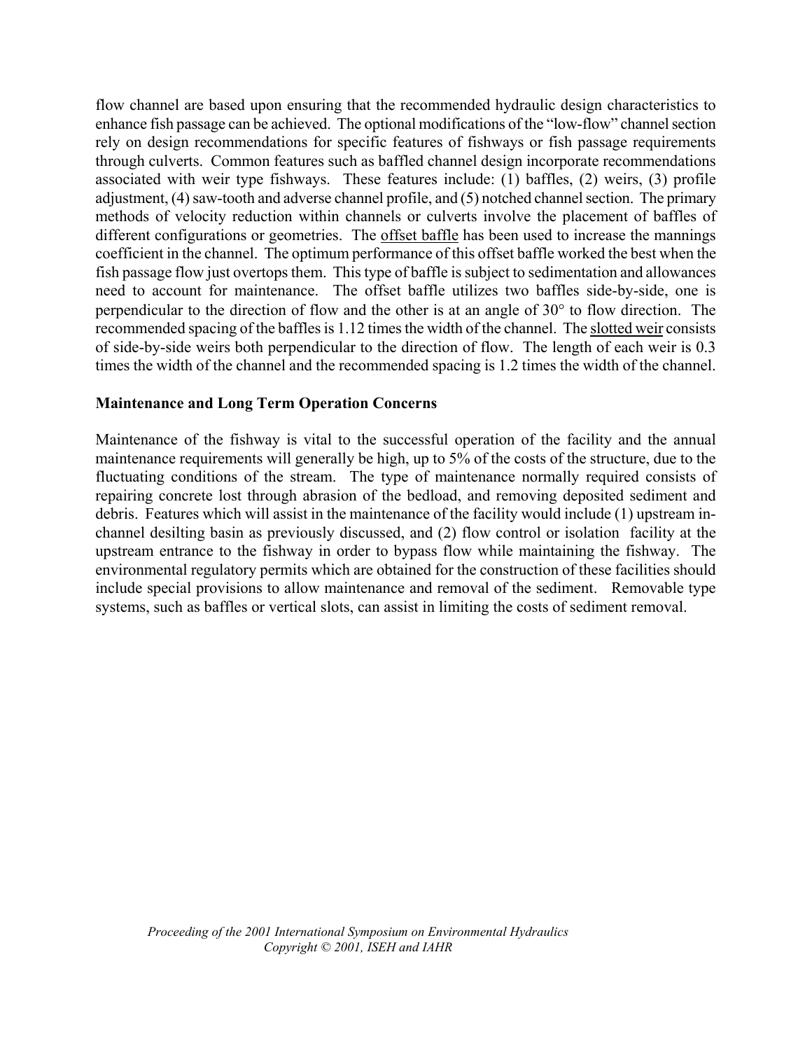flow channel are based upon ensuring that the recommended hydraulic design characteristics to enhance fish passage can be achieved. The optional modifications of the "low-flow" channel section rely on design recommendations for specific features of fishways or fish passage requirements through culverts. Common features such as baffled channel design incorporate recommendations associated with weir type fishways. These features include: (1) baffles, (2) weirs, (3) profile adjustment, (4) saw-tooth and adverse channel profile, and (5) notched channel section. The primary methods of velocity reduction within channels or culverts involve the placement of baffles of different configurations or geometries. The <u>offset baffle</u> has been used to increase the mannings coefficient in the channel. The optimum performance of this offset baffle worked the best when the fish passage flow just overtops them. This type of baffle is subject to sedimentation and allowances need to account for maintenance. The offset baffle utilizes two baffles side-by-side, one is perpendicular to the direction of flow and the other is at an angle of 30° to flow direction. The recommended spacing of the baffles is 1.12 times the width of the channel. The <u>slotted weir</u> consists of side-by-side weirs both perpendicular to the direction of flow. The length of each weir is 0.3 times the width of the channel and the recommended spacing is 1.2 times the width of the channel.

**Maintenance and Long Term Operation Concerns**

Maintenance of the fishway is vital to the successful operation of the facility and the annual maintenance requirements will generally be high, up to 5% of the costs of the structure, due to the fluctuating conditions of the stream. The type of maintenance normally required consists of repairing concrete lost through abrasion of the bedload, and removing deposited sediment and debris. Features which will assist in the maintenance of the facility would include (1) upstream in-channel desilting basin as previously discussed, and (2) flow control or isolation facility at the upstream entrance to the fishway in order to bypass flow while maintaining the fishway. The environmental regulatory permits which are obtained for the construction of these facilities should include special provisions to allow maintenance and removal of the sediment. Removable type systems, such as baffles or vertical slots, can assist in limiting the costs of sediment removal.